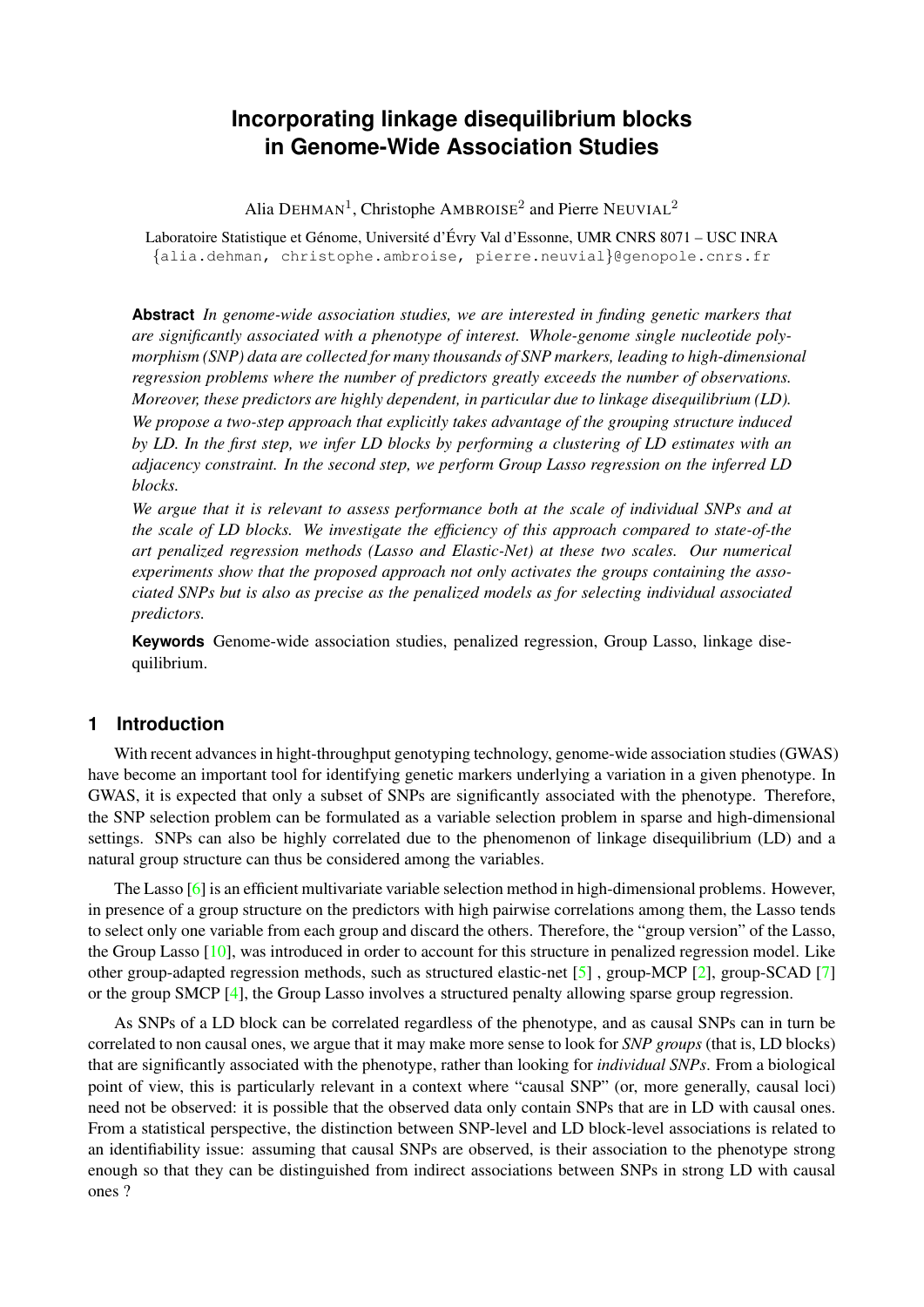# Incorporating linkage disequilibrium blocks in Genome-Wide Association Studies

Alia DEHMAN[1], Christophe AMBROISE[2] and Pierre NEUVIAL[2]

Laboratoire Statistique et Génome, Université d'Évry Val d'Essonne, UMR CNRS 8071 – USC INRA
{alia.dehman, christophe.ambroise, pierre.neuvial}@genopole.cnrs.fr

**Abstract** *In genome-wide association studies, we are interested in finding genetic markers that are significantly associated with a phenotype of interest. Whole-genome single nucleotide polymorphism (SNP) data are collected for many thousands of SNP markers, leading to high-dimensional regression problems where the number of predictors greatly exceeds the number of observations. Moreover, these predictors are highly dependent, in particular due to linkage disequilibrium (LD). We propose a two-step approach that explicitly takes advantage of the grouping structure induced by LD. In the first step, we infer LD blocks by performing a clustering of LD estimates with an adjacency constraint. In the second step, we perform Group Lasso regression on the inferred LD blocks.*

*We argue that it is relevant to assess performance both at the scale of individual SNPs and at the scale of LD blocks. We investigate the efficiency of this approach compared to state-of-the art penalized regression methods (Lasso and Elastic-Net) at these two scales. Our numerical experiments show that the proposed approach not only activates the groups containing the associated SNPs but is also as precise as the penalized models as for selecting individual associated predictors.*

**Keywords** Genome-wide association studies, penalized regression, Group Lasso, linkage disequilibrium.

## 1 Introduction

With recent advances in hight-throughput genotyping technology, genome-wide association studies (GWAS) have become an important tool for identifying genetic markers underlying a variation in a given phenotype. In GWAS, it is expected that only a subset of SNPs are significantly associated with the phenotype. Therefore, the SNP selection problem can be formulated as a variable selection problem in sparse and high-dimensional settings. SNPs can also be highly correlated due to the phenomenon of linkage disequilibrium (LD) and a natural group structure can thus be considered among the variables.

The Lasso [6] is an efficient multivariate variable selection method in high-dimensional problems. However, in presence of a group structure on the predictors with high pairwise correlations among them, the Lasso tends to select only one variable from each group and discard the others. Therefore, the "group version" of the Lasso, the Group Lasso [10], was introduced in order to account for this structure in penalized regression model. Like other group-adapted regression methods, such as structured elastic-net [5] , group-MCP [2], group-SCAD [7] or the group SMCP [4], the Group Lasso involves a structured penalty allowing sparse group regression.

As SNPs of a LD block can be correlated regardless of the phenotype, and as causal SNPs can in turn be correlated to non causal ones, we argue that it may make more sense to look for *SNP groups* (that is, LD blocks) that are significantly associated with the phenotype, rather than looking for *individual SNPs*. From a biological point of view, this is particularly relevant in a context where "causal SNP" (or, more generally, causal loci) need not be observed: it is possible that the observed data only contain SNPs that are in LD with causal ones. From a statistical perspective, the distinction between SNP-level and LD block-level associations is related to an identifiability issue: assuming that causal SNPs are observed, is their association to the phenotype strong enough so that they can be distinguished from indirect associations between SNPs in strong LD with causal ones ?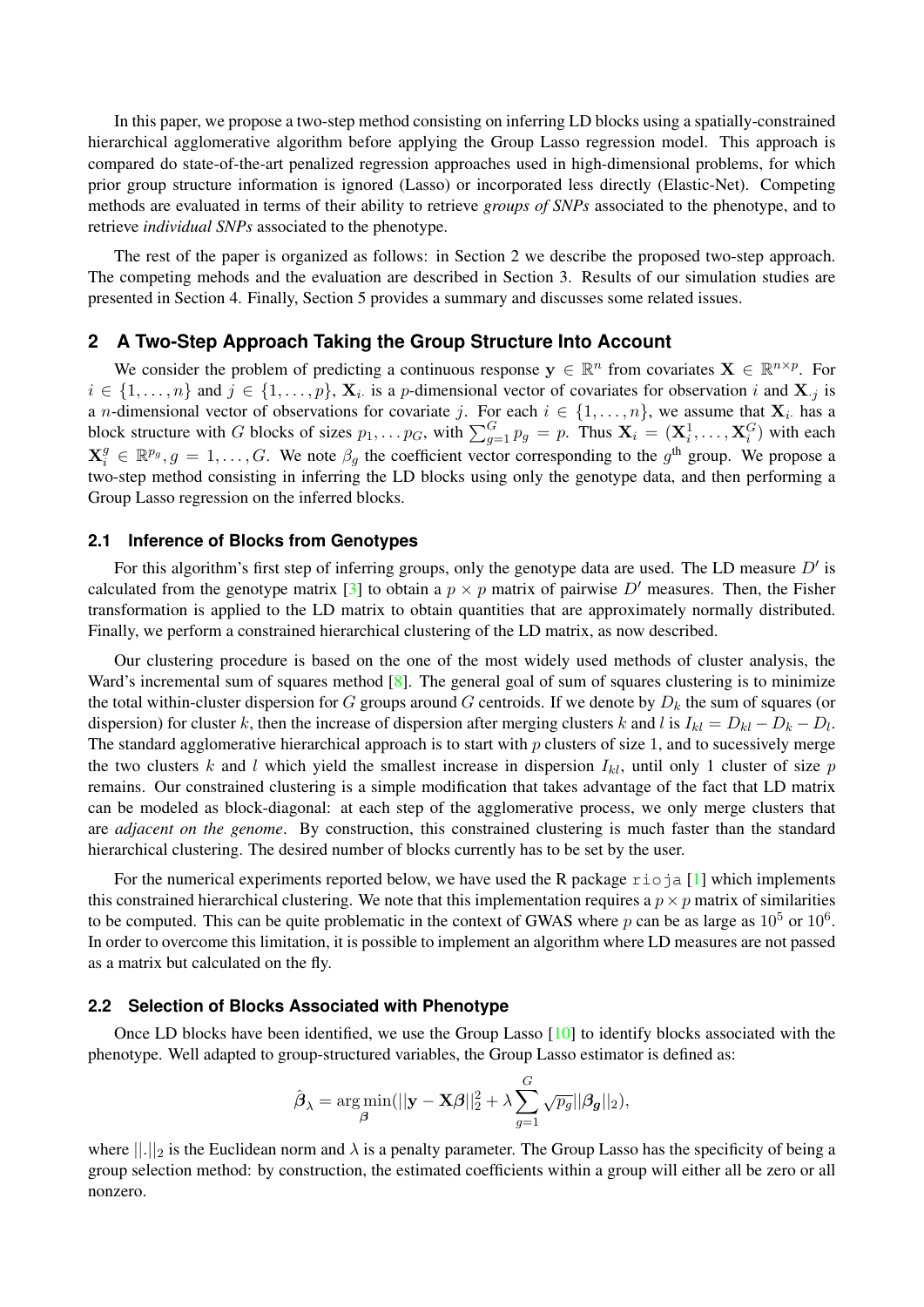In this paper, we propose a two-step method consisting on inferring LD blocks using a spatially-constrained hierarchical agglomerative algorithm before applying the Group Lasso regression model. This approach is compared do state-of-the-art penalized regression approaches used in high-dimensional problems, for which prior group structure information is ignored (Lasso) or incorporated less directly (Elastic-Net). Competing methods are evaluated in terms of their ability to retrieve *groups of SNPs* associated to the phenotype, and to retrieve *individual SNPs* associated to the phenotype.

The rest of the paper is organized as follows: in Section 2 we describe the proposed two-step approach. The competing mehods and the evaluation are described in Section 3. Results of our simulation studies are presented in Section 4. Finally, Section 5 provides a summary and discusses some related issues.

## 2 A Two-Step Approach Taking the Group Structure Into Account

We consider the problem of predicting a continuous response $\mathbf{y} \in \mathbb{R}^n$ from covariates $\mathbf{X} \in \mathbb{R}^{n \times p}$. For $i \in \{1, \ldots, n\}$ and $j \in \{1, \ldots, p\}$, $\mathbf{X}_{i\cdot}$ is a $p$-dimensional vector of covariates for observation $i$ and $\mathbf{X}_{\cdot j}$ is a $n$-dimensional vector of observations for covariate $j$. For each $i \in \{1, \ldots, n\}$, we assume that $\mathbf{X}_{i\cdot}$ has a block structure with $G$ blocks of sizes $p_1, \ldots p_G$, with $\sum_{g=1}^{G} p_g = p$. Thus $\mathbf{X}_i = (\mathbf{X}_i^1, \ldots, \mathbf{X}_i^G)$ with each $\mathbf{X}_i^g \in \mathbb{R}^{p_g}, g = 1, \ldots, G$. We note $\beta_g$ the coefficient vector corresponding to the $g^{\text{th}}$ group. We propose a two-step method consisting in inferring the LD blocks using only the genotype data, and then performing a Group Lasso regression on the inferred blocks.

### 2.1 Inference of Blocks from Genotypes

For this algorithm's first step of inferring groups, only the genotype data are used. The LD measure $D'$ is calculated from the genotype matrix [3] to obtain a $p \times p$ matrix of pairwise $D'$ measures. Then, the Fisher transformation is applied to the LD matrix to obtain quantities that are approximately normally distributed. Finally, we perform a constrained hierarchical clustering of the LD matrix, as now described.

Our clustering procedure is based on the one of the most widely used methods of cluster analysis, the Ward's incremental sum of squares method [8]. The general goal of sum of squares clustering is to minimize the total within-cluster dispersion for $G$ groups around $G$ centroids. If we denote by $D_k$ the sum of squares (or dispersion) for cluster $k$, then the increase of dispersion after merging clusters $k$ and $l$ is $I_{kl} = D_{kl} - D_k - D_l$. The standard agglomerative hierarchical approach is to start with $p$ clusters of size 1, and to sucessively merge the two clusters $k$ and $l$ which yield the smallest increase in dispersion $I_{kl}$, until only 1 cluster of size $p$ remains. Our constrained clustering is a simple modification that takes advantage of the fact that LD matrix can be modeled as block-diagonal: at each step of the agglomerative process, we only merge clusters that are *adjacent on the genome*. By construction, this constrained clustering is much faster than the standard hierarchical clustering. The desired number of blocks currently has to be set by the user.

For the numerical experiments reported below, we have used the R package `rioja` [1] which implements this constrained hierarchical clustering. We note that this implementation requires a $p \times p$ matrix of similarities to be computed. This can be quite problematic in the context of GWAS where $p$ can be as large as $10^5$ or $10^6$. In order to overcome this limitation, it is possible to implement an algorithm where LD measures are not passed as a matrix but calculated on the fly.

### 2.2 Selection of Blocks Associated with Phenotype

Once LD blocks have been identified, we use the Group Lasso [10] to identify blocks associated with the phenotype. Well adapted to group-structured variables, the Group Lasso estimator is defined as:

$$\hat{\boldsymbol{\beta}}_\lambda = \arg\min_{\boldsymbol{\beta}} (||\mathbf{y} - \mathbf{X}\boldsymbol{\beta}||_2^2 + \lambda \sum_{g=1}^{G} \sqrt{p_g} ||\boldsymbol{\beta_g}||_2),$$

where $||.||_2$ is the Euclidean norm and $\lambda$ is a penalty parameter. The Group Lasso has the specificity of being a group selection method: by construction, the estimated coefficients within a group will either all be zero or all nonzero.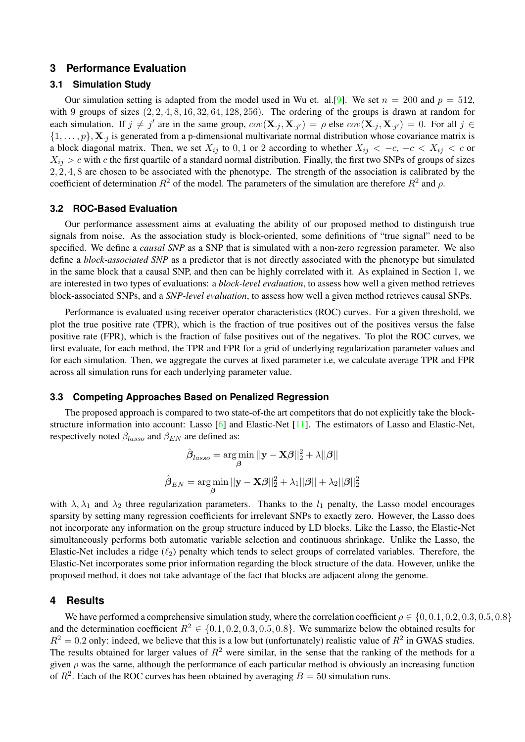## 3 Performance Evaluation

### 3.1 Simulation Study

Our simulation setting is adapted from the model used in Wu et. al.[9]. We set $n = 200$ and $p = 512$, with 9 groups of sizes $(2, 2, 4, 8, 16, 32, 64, 128, 256)$. The ordering of the groups is drawn at random for each simulation. If $j \neq j'$ are in the same group, $cov(\mathbf{X}_{\cdot j}, \mathbf{X}_{\cdot j'}) = \rho$ else $cov(\mathbf{X}_{\cdot j}, \mathbf{X}_{\cdot j'}) = 0$. For all $j \in \{1, \ldots, p\}$, $\mathbf{X}_{\cdot j}$ is generated from a p-dimensional multivariate normal distribution whose covariance matrix is a block diagonal matrix. Then, we set $X_{ij}$ to $0, 1$ or $2$ according to whether $X_{ij} < -c$, $-c < X_{ij} < c$ or $X_{ij} > c$ with $c$ the first quartile of a standard normal distribution. Finally, the first two SNPs of groups of sizes $2, 2, 4, 8$ are chosen to be associated with the phenotype. The strength of the association is calibrated by the coefficient of determination $R^2$ of the model. The parameters of the simulation are therefore $R^2$ and $\rho$.

### 3.2 ROC-Based Evaluation

Our performance assessment aims at evaluating the ability of our proposed method to distinguish true signals from noise. As the association study is block-oriented, some definitions of "true signal" need to be specified. We define a *causal SNP* as a SNP that is simulated with a non-zero regression parameter. We also define a *block-associated SNP* as a predictor that is not directly associated with the phenotype but simulated in the same block that a causal SNP, and then can be highly correlated with it. As explained in Section 1, we are interested in two types of evaluations: a *block-level evaluation*, to assess how well a given method retrieves block-associated SNPs, and a *SNP-level evaluation*, to assess how well a given method retrieves causal SNPs.

Performance is evaluated using receiver operator characteristics (ROC) curves. For a given threshold, we plot the true positive rate (TPR), which is the fraction of true positives out of the positives versus the false positive rate (FPR), which is the fraction of false positives out of the negatives. To plot the ROC curves, we first evaluate, for each method, the TPR and FPR for a grid of underlying regularization parameter values and for each simulation. Then, we aggregate the curves at fixed parameter i.e, we calculate average TPR and FPR across all simulation runs for each underlying parameter value.

### 3.3 Competing Approaches Based on Penalized Regression

The proposed approach is compared to two state-of-the art competitors that do not explicitly take the block-structure information into account: Lasso [6] and Elastic-Net [11]. The estimators of Lasso and Elastic-Net, respectively noted $\beta_{lasso}$ and $\beta_{EN}$ are defined as:

$$\hat{\boldsymbol{\beta}}_{lasso} = \arg\min_{\boldsymbol{\beta}} ||\mathbf{y} - \mathbf{X}\boldsymbol{\beta}||_2^2 + \lambda||\boldsymbol{\beta}||$$

$$\hat{\boldsymbol{\beta}}_{EN} = \arg\min_{\boldsymbol{\beta}} ||\mathbf{y} - \mathbf{X}\boldsymbol{\beta}||_2^2 + \lambda_1||\boldsymbol{\beta}|| + \lambda_2||\boldsymbol{\beta}||_2^2$$

with $\lambda, \lambda_1$ and $\lambda_2$ three regularization parameters. Thanks to the $l_1$ penalty, the Lasso model encourages sparsity by setting many regression coefficients for irrelevant SNPs to exactly zero. However, the Lasso does not incorporate any information on the group structure induced by LD blocks. Like the Lasso, the Elastic-Net simultaneously performs both automatic variable selection and continuous shrinkage. Unlike the Lasso, the Elastic-Net includes a ridge ($\ell_2$) penalty which tends to select groups of correlated variables. Therefore, the Elastic-Net incorporates some prior information regarding the block structure of the data. However, unlike the proposed method, it does not take advantage of the fact that blocks are adjacent along the genome.

## 4 Results

We have performed a comprehensive simulation study, where the correlation coefficient $\rho \in \{0, 0.1, 0.2, 0.3, 0.5, 0.8\}$ and the determination coefficient $R^2 \in \{0.1, 0.2, 0.3, 0.5, 0.8\}$. We summarize below the obtained results for $R^2 = 0.2$ only: indeed, we believe that this is a low but (unfortunately) realistic value of $R^2$ in GWAS studies. The results obtained for larger values of $R^2$ were similar, in the sense that the ranking of the methods for a given $\rho$ was the same, although the performance of each particular method is obviously an increasing function of $R^2$. Each of the ROC curves has been obtained by averaging $B = 50$ simulation runs.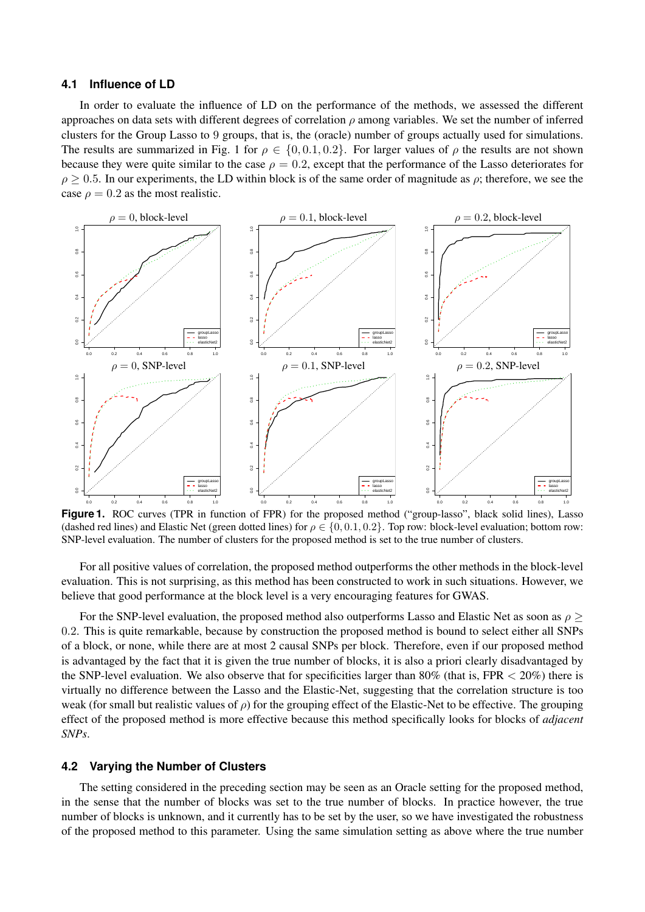### 4.1 Influence of LD

In order to evaluate the influence of LD on the performance of the methods, we assessed the different approaches on data sets with different degrees of correlation $\rho$ among variables. We set the number of inferred clusters for the Group Lasso to 9 groups, that is, the (oracle) number of groups actually used for simulations. The results are summarized in Fig. 1 for $\rho \in \{0, 0.1, 0.2\}$. For larger values of $\rho$ the results are not shown because they were quite similar to the case $\rho = 0.2$, except that the performance of the Lasso deteriorates for $\rho \geq 0.5$. In our experiments, the LD within block is of the same order of magnitude as $\rho$; therefore, we see the case $\rho = 0.2$ as the most realistic.

**Figure 1.** ROC curves (TPR in function of FPR) for the proposed method ("group-lasso", black solid lines), Lasso (dashed red lines) and Elastic Net (green dotted lines) for $\rho \in \{0, 0.1, 0.2\}$. Top row: block-level evaluation; bottom row: SNP-level evaluation. The number of clusters for the proposed method is set to the true number of clusters.

For all positive values of correlation, the proposed method outperforms the other methods in the block-level evaluation. This is not surprising, as this method has been constructed to work in such situations. However, we believe that good performance at the block level is a very encouraging features for GWAS.

For the SNP-level evaluation, the proposed method also outperforms Lasso and Elastic Net as soon as $\rho \geq 0.2$. This is quite remarkable, because by construction the proposed method is bound to select either all SNPs of a block, or none, while there are at most 2 causal SNPs per block. Therefore, even if our proposed method is advantaged by the fact that it is given the true number of blocks, it is also a priori clearly disadvantaged by the SNP-level evaluation. We also observe that for specificities larger than 80% (that is, FPR $<$ 20%) there is virtually no difference between the Lasso and the Elastic-Net, suggesting that the correlation structure is too weak (for small but realistic values of $\rho$) for the grouping effect of the Elastic-Net to be effective. The grouping effect of the proposed method is more effective because this method specifically looks for blocks of *adjacent SNPs*.

### 4.2 Varying the Number of Clusters

The setting considered in the preceding section may be seen as an Oracle setting for the proposed method, in the sense that the number of blocks was set to the true number of blocks. In practice however, the true number of blocks is unknown, and it currently has to be set by the user, so we have investigated the robustness of the proposed method to this parameter. Using the same simulation setting as above where the true number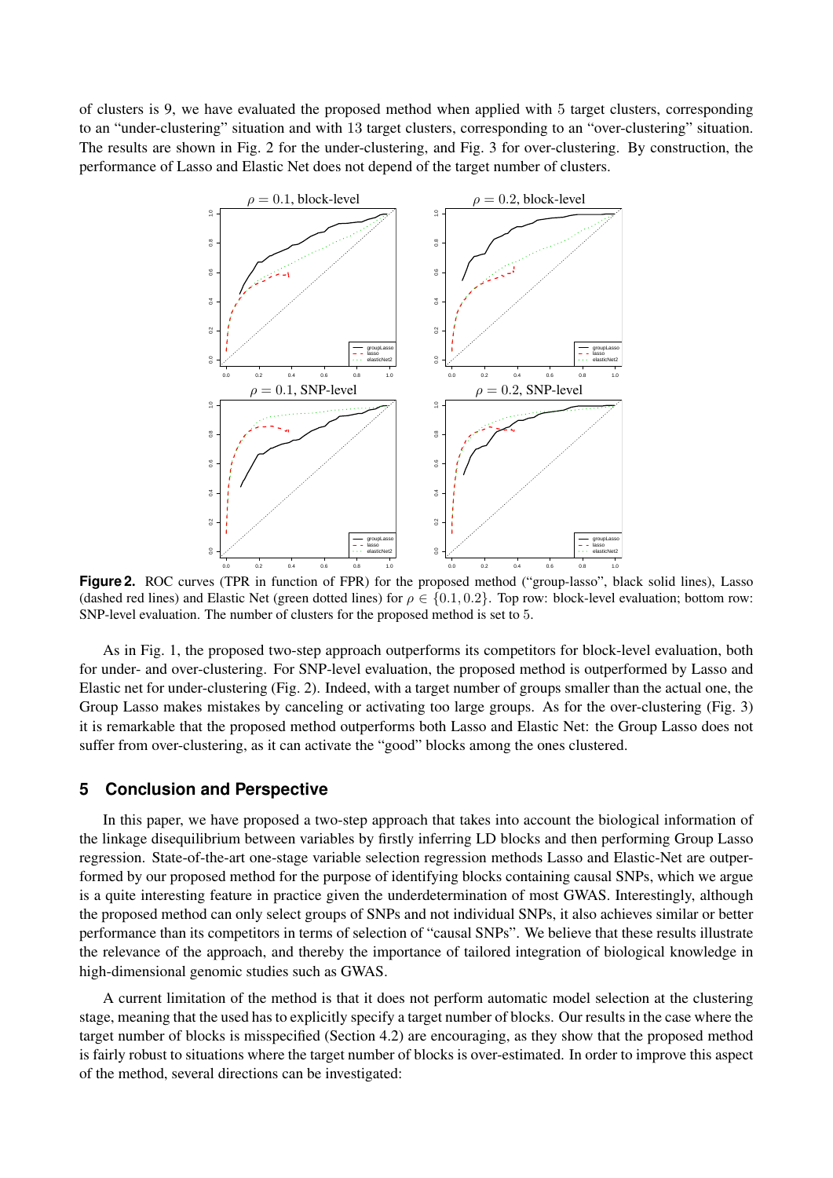of clusters is 9, we have evaluated the proposed method when applied with 5 target clusters, corresponding to an "under-clustering" situation and with 13 target clusters, corresponding to an "over-clustering" situation. The results are shown in Fig. 2 for the under-clustering, and Fig. 3 for over-clustering. By construction, the performance of Lasso and Elastic Net does not depend of the target number of clusters.

**Figure 2.** ROC curves (TPR in function of FPR) for the proposed method ("group-lasso", black solid lines), Lasso (dashed red lines) and Elastic Net (green dotted lines) for $\rho \in \{0.1, 0.2\}$. Top row: block-level evaluation; bottom row: SNP-level evaluation. The number of clusters for the proposed method is set to 5.

As in Fig. 1, the proposed two-step approach outperforms its competitors for block-level evaluation, both for under- and over-clustering. For SNP-level evaluation, the proposed method is outperformed by Lasso and Elastic net for under-clustering (Fig. 2). Indeed, with a target number of groups smaller than the actual one, the Group Lasso makes mistakes by canceling or activating too large groups. As for the over-clustering (Fig. 3) it is remarkable that the proposed method outperforms both Lasso and Elastic Net: the Group Lasso does not suffer from over-clustering, as it can activate the "good" blocks among the ones clustered.

## 5 Conclusion and Perspective

In this paper, we have proposed a two-step approach that takes into account the biological information of the linkage disequilibrium between variables by firstly inferring LD blocks and then performing Group Lasso regression. State-of-the-art one-stage variable selection regression methods Lasso and Elastic-Net are outperformed by our proposed method for the purpose of identifying blocks containing causal SNPs, which we argue is a quite interesting feature in practice given the underdetermination of most GWAS. Interestingly, although the proposed method can only select groups of SNPs and not individual SNPs, it also achieves similar or better performance than its competitors in terms of selection of "causal SNPs". We believe that these results illustrate the relevance of the approach, and thereby the importance of tailored integration of biological knowledge in high-dimensional genomic studies such as GWAS.

A current limitation of the method is that it does not perform automatic model selection at the clustering stage, meaning that the used has to explicitly specify a target number of blocks. Our results in the case where the target number of blocks is misspecified (Section 4.2) are encouraging, as they show that the proposed method is fairly robust to situations where the target number of blocks is over-estimated. In order to improve this aspect of the method, several directions can be investigated: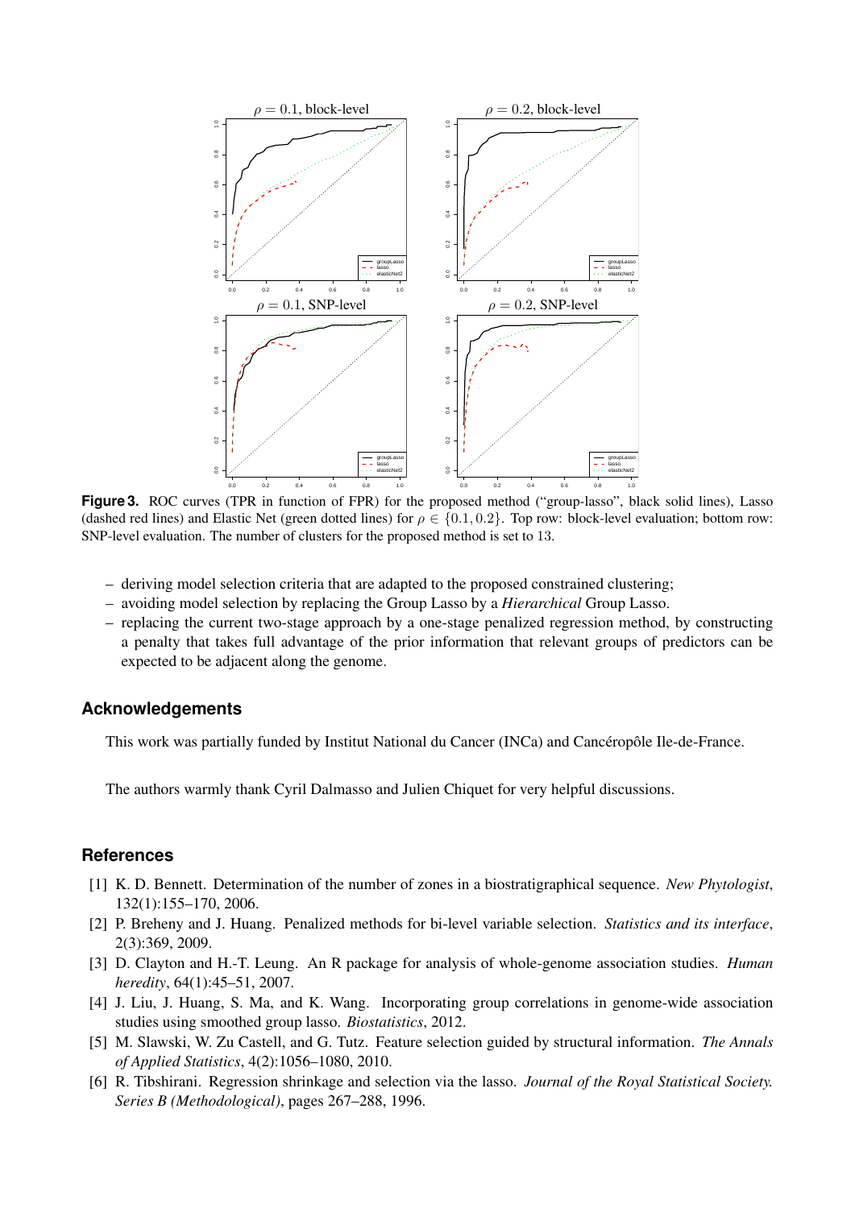**Figure 3.** ROC curves (TPR in function of FPR) for the proposed method ("group-lasso", black solid lines), Lasso (dashed red lines) and Elastic Net (green dotted lines) for $\rho \in \{0.1, 0.2\}$. Top row: block-level evaluation; bottom row: SNP-level evaluation. The number of clusters for the proposed method is set to 13.

- deriving model selection criteria that are adapted to the proposed constrained clustering;
- avoiding model selection by replacing the Group Lasso by a *Hierarchical* Group Lasso.
- replacing the current two-stage approach by a one-stage penalized regression method, by constructing a penalty that takes full advantage of the prior information that relevant groups of predictors can be expected to be adjacent along the genome.

## Acknowledgements

This work was partially funded by Institut National du Cancer (INCa) and Cancéropôle Ile-de-France.

The authors warmly thank Cyril Dalmasso and Julien Chiquet for very helpful discussions.

## References

[1] K. D. Bennett. Determination of the number of zones in a biostratigraphical sequence. *New Phytologist*, 132(1):155–170, 2006.

[2] P. Breheny and J. Huang. Penalized methods for bi-level variable selection. *Statistics and its interface*, 2(3):369, 2009.

[3] D. Clayton and H.-T. Leung. An R package for analysis of whole-genome association studies. *Human heredity*, 64(1):45–51, 2007.

[4] J. Liu, J. Huang, S. Ma, and K. Wang. Incorporating group correlations in genome-wide association studies using smoothed group lasso. *Biostatistics*, 2012.

[5] M. Slawski, W. Zu Castell, and G. Tutz. Feature selection guided by structural information. *The Annals of Applied Statistics*, 4(2):1056–1080, 2010.

[6] R. Tibshirani. Regression shrinkage and selection via the lasso. *Journal of the Royal Statistical Society. Series B (Methodological)*, pages 267–288, 1996.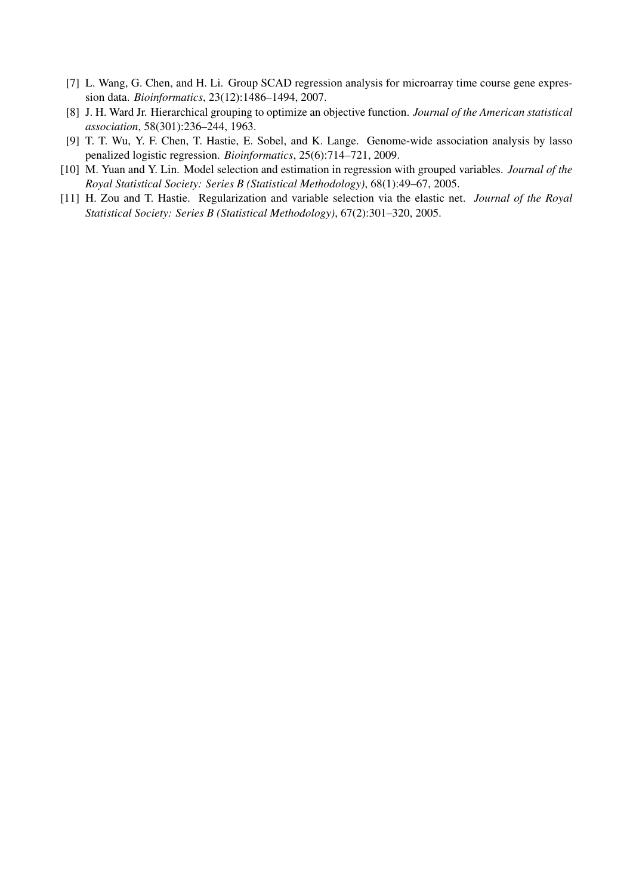[7] L. Wang, G. Chen, and H. Li. Group SCAD regression analysis for microarray time course gene expression data. *Bioinformatics*, 23(12):1486–1494, 2007.

[8] J. H. Ward Jr. Hierarchical grouping to optimize an objective function. *Journal of the American statistical association*, 58(301):236–244, 1963.

[9] T. T. Wu, Y. F. Chen, T. Hastie, E. Sobel, and K. Lange. Genome-wide association analysis by lasso penalized logistic regression. *Bioinformatics*, 25(6):714–721, 2009.

[10] M. Yuan and Y. Lin. Model selection and estimation in regression with grouped variables. *Journal of the Royal Statistical Society: Series B (Statistical Methodology)*, 68(1):49–67, 2005.

[11] H. Zou and T. Hastie. Regularization and variable selection via the elastic net. *Journal of the Royal Statistical Society: Series B (Statistical Methodology)*, 67(2):301–320, 2005.